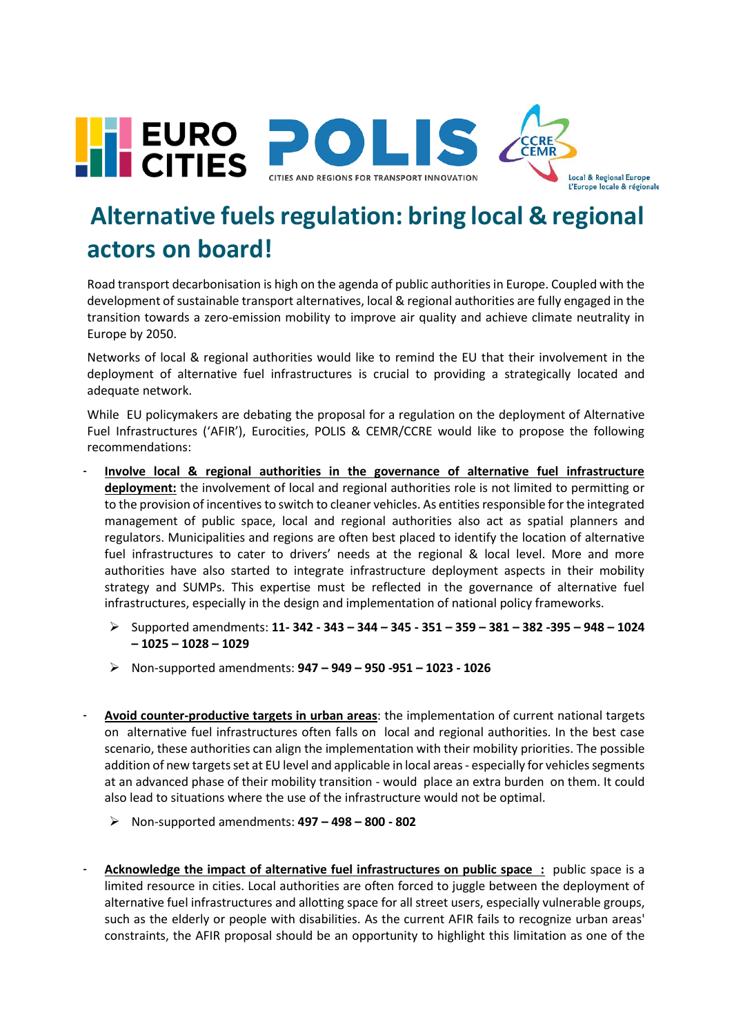# Alternative fuels regulation: bring local & regional actors on board!

Road transport decarbonisation is high on the agenda of public authorities in Europe. Coupled with the development of sustainable transport alternatives, local & regional authorities are fully engaged in the transition towards a zero-emission mobility to improve air quality and achieve climate neutrality in Europe by 2050.

Networks of local & regional authorities would like to remind the EU that their involvement in the deployment of alternative fuel infrastructures is crucial to providing a strategically located and adequate network.

While EU policymakers are debating the proposal for a regulation on the deployment of Alternative Fuel Infrastructures ('AFIR'), Eurocities, POLIS & CEMR/CCRE would like to propose the following recommendations:

- **Involve local & regional authorities in the governance of alternative fuel infrastructure deployment:** the involvement of local and regional authorities role is not limited to permitting or to the provision of incentives to switch to cleaner vehicles. As entities responsible for the integrated management of public space, local and regional authorities also act as spatial planners and regulators. Municipalities and regions are often best placed to identify the location of alternative fuel infrastructures to cater to drivers' needs at the regional & local level. More and more authorities have also started to integrate infrastructure deployment aspects in their mobility strategy and SUMPs. This expertise must be reflected in the governance of alternative fuel infrastructures, especially in the design and implementation of national policy frameworks.
  - Supported amendments: **11- 342 - 343 – 344 – 345 - 351 – 359 – 381 – 382 -395 – 948 – 1024 – 1025 – 1028 – 1029**
  - Non-supported amendments: **947 – 949 – 950 -951 – 1023 - 1026**

- **Avoid counter-productive targets in urban areas**: the implementation of current national targets on alternative fuel infrastructures often falls on local and regional authorities. In the best case scenario, these authorities can align the implementation with their mobility priorities. The possible addition of new targets set at EU level and applicable in local areas - especially for vehicles segments at an advanced phase of their mobility transition - would place an extra burden on them. It could also lead to situations where the use of the infrastructure would not be optimal.
  - Non-supported amendments: **497 – 498 – 800 - 802**

- **Acknowledge the impact of alternative fuel infrastructures on public space :** public space is a limited resource in cities. Local authorities are often forced to juggle between the deployment of alternative fuel infrastructures and allotting space for all street users, especially vulnerable groups, such as the elderly or people with disabilities. As the current AFIR fails to recognize urban areas' constraints, the AFIR proposal should be an opportunity to highlight this limitation as one of the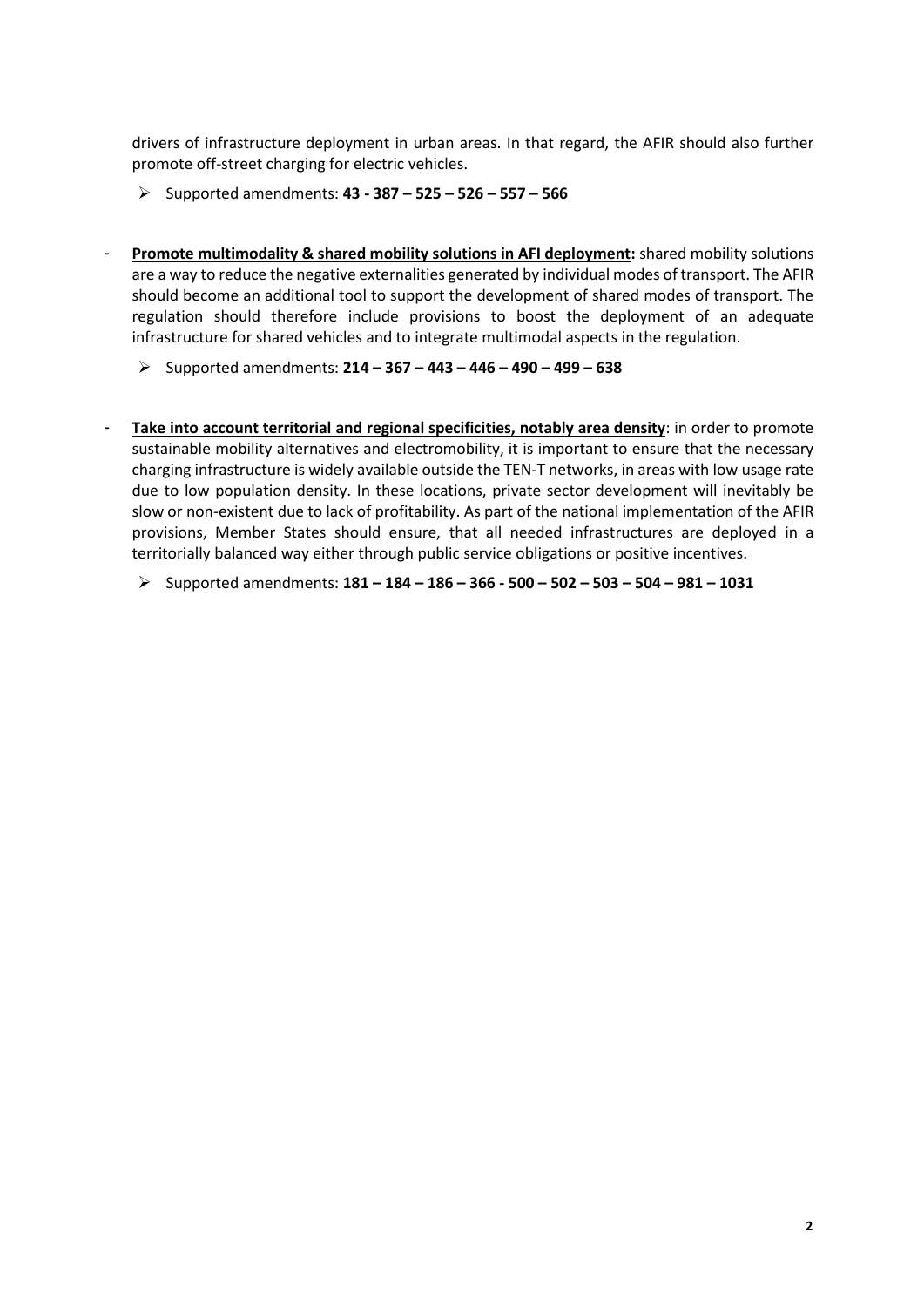drivers of infrastructure deployment in urban areas. In that regard, the AFIR should also further promote off-street charging for electric vehicles.

- Supported amendments: **43 - 387 – 525 – 526 – 557 – 566**

- **Promote multimodality & shared mobility solutions in AFI deployment:** shared mobility solutions are a way to reduce the negative externalities generated by individual modes of transport. The AFIR should become an additional tool to support the development of shared modes of transport. The regulation should therefore include provisions to boost the deployment of an adequate infrastructure for shared vehicles and to integrate multimodal aspects in the regulation.

  - Supported amendments: **214 – 367 – 443 – 446 – 490 – 499 – 638**

- **Take into account territorial and regional specificities, notably area density**: in order to promote sustainable mobility alternatives and electromobility, it is important to ensure that the necessary charging infrastructure is widely available outside the TEN-T networks, in areas with low usage rate due to low population density. In these locations, private sector development will inevitably be slow or non-existent due to lack of profitability. As part of the national implementation of the AFIR provisions, Member States should ensure, that all needed infrastructures are deployed in a territorially balanced way either through public service obligations or positive incentives.

  - Supported amendments: **181 – 184 – 186 – 366 - 500 – 502 – 503 – 504 – 981 – 1031**